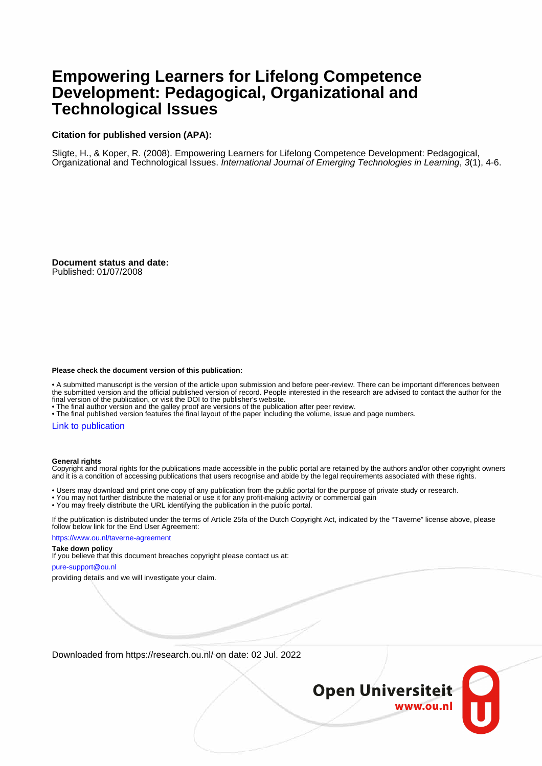# Empowering Learners for Lifelong Competence Development: Pedagogical, Organizational and Technological Issues

**Citation for published version (APA):**

Sligte, H., & Koper, R. (2008). Empowering Learners for Lifelong Competence Development: Pedagogical, Organizational and Technological Issues. *International Journal of Emerging Technologies in Learning*, *3*(1), 4-6.

**Document status and date:**
Published: 01/07/2008

**Please check the document version of this publication:**

• A submitted manuscript is the version of the article upon submission and before peer-review. There can be important differences between the submitted version and the official published version of record. People interested in the research are advised to contact the author for the final version of the publication, or visit the DOI to the publisher's website.
• The final author version and the galley proof are versions of the publication after peer review.
• The final published version features the final layout of the paper including the volume, issue and page numbers.

Link to publication

**General rights**
Copyright and moral rights for the publications made accessible in the public portal are retained by the authors and/or other copyright owners and it is a condition of accessing publications that users recognise and abide by the legal requirements associated with these rights.

• Users may download and print one copy of any publication from the public portal for the purpose of private study or research.
• You may not further distribute the material or use it for any profit-making activity or commercial gain
• You may freely distribute the URL identifying the publication in the public portal.

If the publication is distributed under the terms of Article 25fa of the Dutch Copyright Act, indicated by the "Taverne" license above, please follow below link for the End User Agreement:

https://www.ou.nl/taverne-agreement

**Take down policy**
If you believe that this document breaches copyright please contact us at:

pure-support@ou.nl

providing details and we will investigate your claim.

Downloaded from https://research.ou.nl/ on date: 02 Jul. 2022

Open Universiteit
www.ou.nl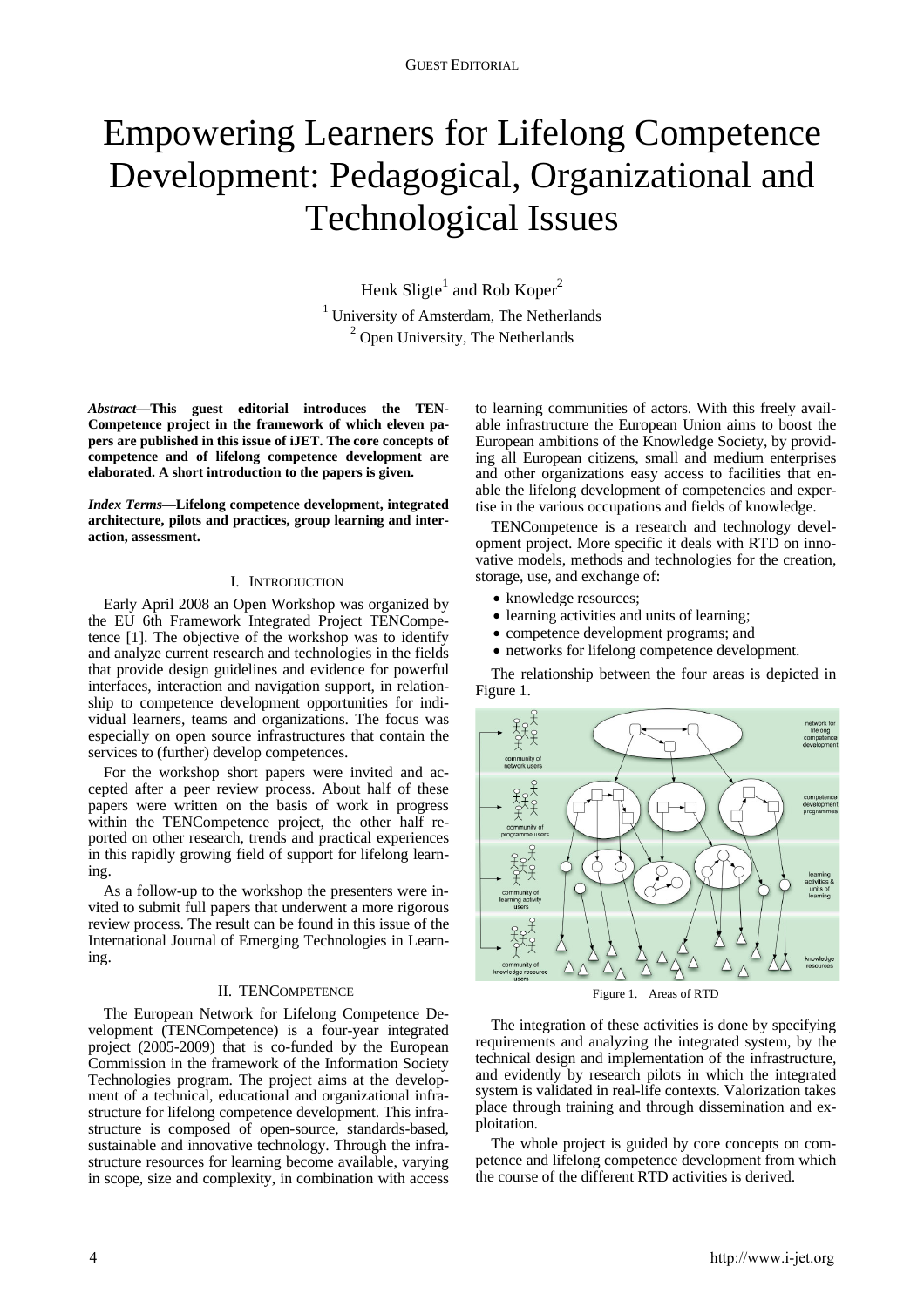GUEST EDITORIAL

# Empowering Learners for Lifelong Competence Development: Pedagogical, Organizational and Technological Issues

Henk Sligte[1] and Rob Koper[2]

[1] University of Amsterdam, The Netherlands
[2] Open University, The Netherlands

***Abstract*—This guest editorial introduces the TEN-Competence project in the framework of which eleven papers are published in this issue of iJET. The core concepts of competence and of lifelong competence development are elaborated. A short introduction to the papers is given.**

***Index Terms*—Lifelong competence development, integrated architecture, pilots and practices, group learning and interaction, assessment.**

## I. INTRODUCTION

Early April 2008 an Open Workshop was organized by the EU 6th Framework Integrated Project TENCompetence [1]. The objective of the workshop was to identify and analyze current research and technologies in the fields that provide design guidelines and evidence for powerful interfaces, interaction and navigation support, in relationship to competence development opportunities for individual learners, teams and organizations. The focus was especially on open source infrastructures that contain the services to (further) develop competences.

For the workshop short papers were invited and accepted after a peer review process. About half of these papers were written on the basis of work in progress within the TENCompetence project, the other half reported on other research, trends and practical experiences in this rapidly growing field of support for lifelong learning.

As a follow-up to the workshop the presenters were invited to submit full papers that underwent a more rigorous review process. The result can be found in this issue of the International Journal of Emerging Technologies in Learning.

## II. TENCOMPETENCE

The European Network for Lifelong Competence Development (TENCompetence) is a four-year integrated project (2005-2009) that is co-funded by the European Commission in the framework of the Information Society Technologies program. The project aims at the development of a technical, educational and organizational infrastructure for lifelong competence development. This infrastructure is composed of open-source, standards-based, sustainable and innovative technology. Through the infrastructure resources for learning become available, varying in scope, size and complexity, in combination with access to learning communities of actors. With this freely available infrastructure the European Union aims to boost the European ambitions of the Knowledge Society, by providing all European citizens, small and medium enterprises and other organizations easy access to facilities that enable the lifelong development of competencies and expertise in the various occupations and fields of knowledge.

TENCompetence is a research and technology development project. More specific it deals with RTD on innovative models, methods and technologies for the creation, storage, use, and exchange of:

- knowledge resources;
- learning activities and units of learning;
- competence development programs; and
- networks for lifelong competence development.

The relationship between the four areas is depicted in Figure 1.

Figure 1. Areas of RTD

The integration of these activities is done by specifying requirements and analyzing the integrated system, by the technical design and implementation of the infrastructure, and evidently by research pilots in which the integrated system is validated in real-life contexts. Valorization takes place through training and through dissemination and exploitation.

The whole project is guided by core concepts on competence and lifelong competence development from which the course of the different RTD activities is derived.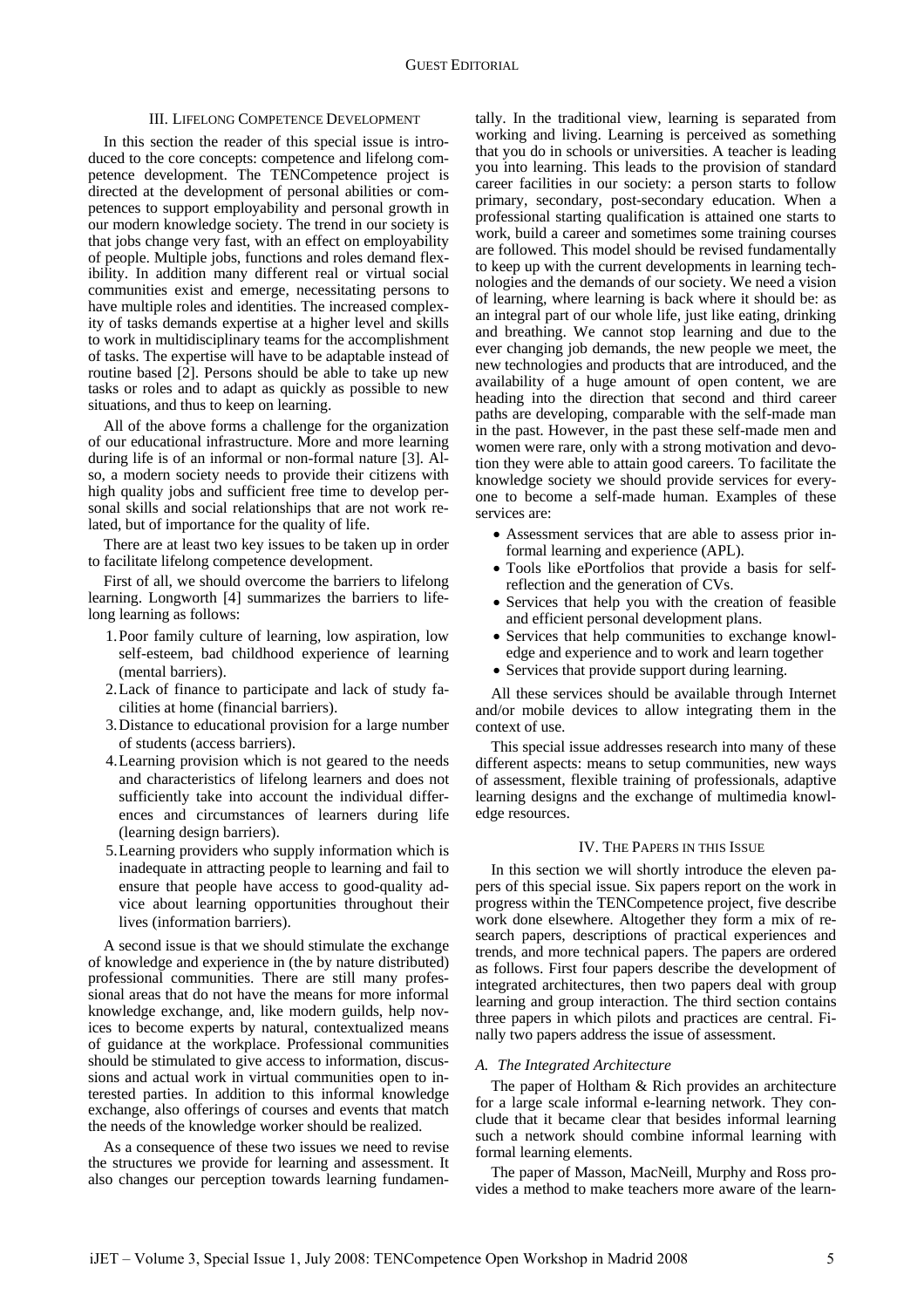## III. Lifelong Competence Development

In this section the reader of this special issue is introduced to the core concepts: competence and lifelong competence development. The TENCompetence project is directed at the development of personal abilities or competences to support employability and personal growth in our modern knowledge society. The trend in our society is that jobs change very fast, with an effect on employability of people. Multiple jobs, functions and roles demand flexibility. In addition many different real or virtual social communities exist and emerge, necessitating persons to have multiple roles and identities. The increased complexity of tasks demands expertise at a higher level and skills to work in multidisciplinary teams for the accomplishment of tasks. The expertise will have to be adaptable instead of routine based [2]. Persons should be able to take up new tasks or roles and to adapt as quickly as possible to new situations, and thus to keep on learning.

All of the above forms a challenge for the organization of our educational infrastructure. More and more learning during life is of an informal or non-formal nature [3]. Also, a modern society needs to provide their citizens with high quality jobs and sufficient free time to develop personal skills and social relationships that are not work related, but of importance for the quality of life.

There are at least two key issues to be taken up in order to facilitate lifelong competence development.

First of all, we should overcome the barriers to lifelong learning. Longworth [4] summarizes the barriers to lifelong learning as follows:

1. Poor family culture of learning, low aspiration, low self-esteem, bad childhood experience of learning (mental barriers).
2. Lack of finance to participate and lack of study facilities at home (financial barriers).
3. Distance to educational provision for a large number of students (access barriers).
4. Learning provision which is not geared to the needs and characteristics of lifelong learners and does not sufficiently take into account the individual differences and circumstances of learners during life (learning design barriers).
5. Learning providers who supply information which is inadequate in attracting people to learning and fail to ensure that people have access to good-quality advice about learning opportunities throughout their lives (information barriers).

A second issue is that we should stimulate the exchange of knowledge and experience in (the by nature distributed) professional communities. There are still many professional areas that do not have the means for more informal knowledge exchange, and, like modern guilds, help novices to become experts by natural, contextualized means of guidance at the workplace. Professional communities should be stimulated to give access to information, discussions and actual work in virtual communities open to interested parties. In addition to this informal knowledge exchange, also offerings of courses and events that match the needs of the knowledge worker should be realized.

As a consequence of these two issues we need to revise the structures we provide for learning and assessment. It also changes our perception towards learning fundamentally. In the traditional view, learning is separated from working and living. Learning is perceived as something that you do in schools or universities. A teacher is leading you into learning. This leads to the provision of standard career facilities in our society: a person starts to follow primary, secondary, post-secondary education. When a professional starting qualification is attained one starts to work, build a career and sometimes some training courses are followed. This model should be revised fundamentally to keep up with the current developments in learning technologies and the demands of our society. We need a vision of learning, where learning is back where it should be: as an integral part of our whole life, just like eating, drinking and breathing. We cannot stop learning and due to the ever changing job demands, the new people we meet, the new technologies and products that are introduced, and the availability of a huge amount of open content, we are heading into the direction that second and third career paths are developing, comparable with the self-made man in the past. However, in the past these self-made men and women were rare, only with a strong motivation and devotion they were able to attain good careers. To facilitate the knowledge society we should provide services for everyone to become a self-made human. Examples of these services are:

- Assessment services that are able to assess prior informal learning and experience (APL).
- Tools like ePortfolios that provide a basis for self-reflection and the generation of CVs.
- Services that help you with the creation of feasible and efficient personal development plans.
- Services that help communities to exchange knowledge and experience and to work and learn together
- Services that provide support during learning.

All these services should be available through Internet and/or mobile devices to allow integrating them in the context of use.

This special issue addresses research into many of these different aspects: means to setup communities, new ways of assessment, flexible training of professionals, adaptive learning designs and the exchange of multimedia knowledge resources.

## IV. The Papers in this Issue

In this section we will shortly introduce the eleven papers of this special issue. Six papers report on the work in progress within the TENCompetence project, five describe work done elsewhere. Altogether they form a mix of research papers, descriptions of practical experiences and trends, and more technical papers. The papers are ordered as follows. First four papers describe the development of integrated architectures, then two papers deal with group learning and group interaction. The third section contains three papers in which pilots and practices are central. Finally two papers address the issue of assessment.

### *A. The Integrated Architecture*

The paper of Holtham & Rich provides an architecture for a large scale informal e-learning network. They conclude that it became clear that besides informal learning such a network should combine informal learning with formal learning elements.

The paper of Masson, MacNeill, Murphy and Ross provides a method to make teachers more aware of the learn-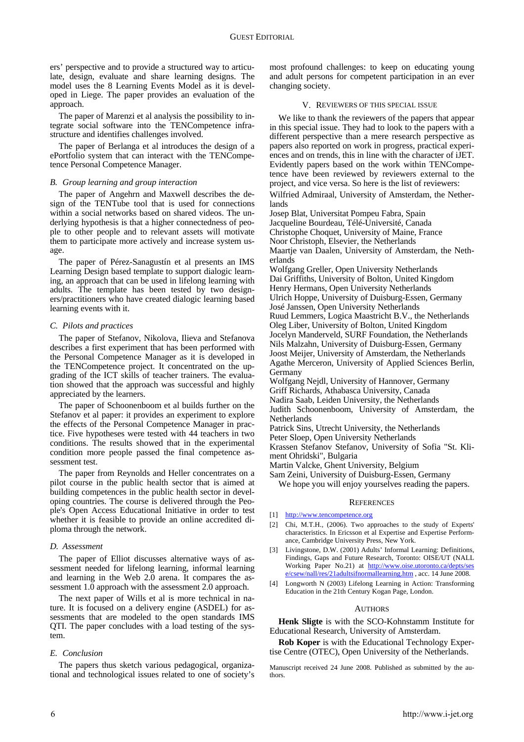ers' perspective and to provide a structured way to articulate, design, evaluate and share learning designs. The model uses the 8 Learning Events Model as it is developed in Liege. The paper provides an evaluation of the approach.

The paper of Marenzi et al analysis the possibility to integrate social software into the TENCompetence infrastructure and identifies challenges involved.

The paper of Berlanga et al introduces the design of a ePortfolio system that can interact with the TENCompetence Personal Competence Manager.

### *B. Group learning and group interaction*

The paper of Angehrn and Maxwell describes the design of the TENTube tool that is used for connections within a social networks based on shared videos. The underlying hypothesis is that a higher connectedness of people to other people and to relevant assets will motivate them to participate more actively and increase system usage.

The paper of Pérez-Sanagustín et al presents an IMS Learning Design based template to support dialogic learning, an approach that can be used in lifelong learning with adults. The template has been tested by two designers/practitioners who have created dialogic learning based learning events with it.

### *C. Pilots and practices*

The paper of Stefanov, Nikolova, Ilieva and Stefanova describes a first experiment that has been performed with the Personal Competence Manager as it is developed in the TENCompetence project. It concentrated on the upgrading of the ICT skills of teacher trainers. The evaluation showed that the approach was successful and highly appreciated by the learners.

The paper of Schoonenboom et al builds further on the Stefanov et al paper: it provides an experiment to explore the effects of the Personal Competence Manager in practice. Five hypotheses were tested with 44 teachers in two conditions. The results showed that in the experimental condition more people passed the final competence assessment test.

The paper from Reynolds and Heller concentrates on a pilot course in the public health sector that is aimed at building competences in the public health sector in developing countries. The course is delivered through the People's Open Access Educational Initiative in order to test whether it is feasible to provide an online accredited diploma through the network.

### *D. Assessment*

The paper of Elliot discusses alternative ways of assessment needed for lifelong learning, informal learning and learning in the Web 2.0 arena. It compares the assessment 1.0 approach with the assessment 2.0 approach.

The next paper of Wills et al is more technical in nature. It is focused on a delivery engine (ASDEL) for assessments that are modeled to the open standards IMS QTI. The paper concludes with a load testing of the system.

### *E. Conclusion*

The papers thus sketch various pedagogical, organizational and technological issues related to one of society's most profound challenges: to keep on educating young and adult persons for competent participation in an ever changing society.

## V. Reviewers of this Special Issue

We like to thank the reviewers of the papers that appear in this special issue. They had to look to the papers with a different perspective than a mere research perspective as papers also reported on work in progress, practical experiences and on trends, this in line with the character of iJET. Evidently papers based on the work within TENCompetence have been reviewed by reviewers external to the project, and vice versa. So here is the list of reviewers:

Wilfried Admiraal, University of Amsterdam, the Netherlands  
Josep Blat, Universitat Pompeu Fabra, Spain  
Jacqueline Bourdeau, Télé-Université, Canada  
Christophe Choquet, University of Maine, France  
Noor Christoph, Elsevier, the Netherlands  
Maartje van Daalen, University of Amsterdam, the Netherlands  
Wolfgang Greller, Open University Netherlands  
Dai Griffiths, University of Bolton, United Kingdom  
Henry Hermans, Open University Netherlands  
Ulrich Hoppe, University of Duisburg-Essen, Germany  
José Janssen, Open University Netherlands  
Ruud Lemmers, Logica Maastricht B.V., the Netherlands  
Oleg Liber, University of Bolton, United Kingdom  
Jocelyn Manderveld, SURF Foundation, the Netherlands  
Nils Malzahn, University of Duisburg-Essen, Germany  
Joost Meijer, University of Amsterdam, the Netherlands  
Agathe Merceron, University of Applied Sciences Berlin, Germany  
Wolfgang Nejdl, University of Hannover, Germany  
Griff Richards, Athabasca University, Canada  
Nadira Saab, Leiden University, the Netherlands  
Judith Schoonenboom, University of Amsterdam, the Netherlands  
Patrick Sins, Utrecht University, the Netherlands  
Peter Sloep, Open University Netherlands  
Krassen Stefanov Stefanov, University of Sofia "St. Kliment Ohridski", Bulgaria  
Martin Valcke, Ghent University, Belgium  
Sam Zeini, University of Duisburg-Essen, Germany

We hope you will enjoy yourselves reading the papers.

## References

[1] http://www.tencompetence.org

[2] Chi, M.T.H., (2006). Two approaches to the study of Experts' characteristics. In Ericsson et al Expertise and Expertise Performance, Cambridge University Press, New York.

[3] Livingstone, D.W. (2001) Adults' Informal Learning: Definitions, Findings, Gaps and Future Research, Toronto: OISE/UT (NALL Working Paper No.21) at http://www.oise.utoronto.ca/depts/sese/csew/nall/res/21adultsifnormallearning.htm , acc. 14 June 2008.

[4] Longworth N (2003) Lifelong Learning in Action: Transforming Education in the 21th Century Kogan Page, London.

## Authors

**Henk Sligte** is with the SCO-Kohnstamm Institute for Educational Research, University of Amsterdam.

**Rob Koper** is with the Educational Technology Expertise Centre (OTEC), Open University of the Netherlands.

Manuscript received 24 June 2008. Published as submitted by the authors.